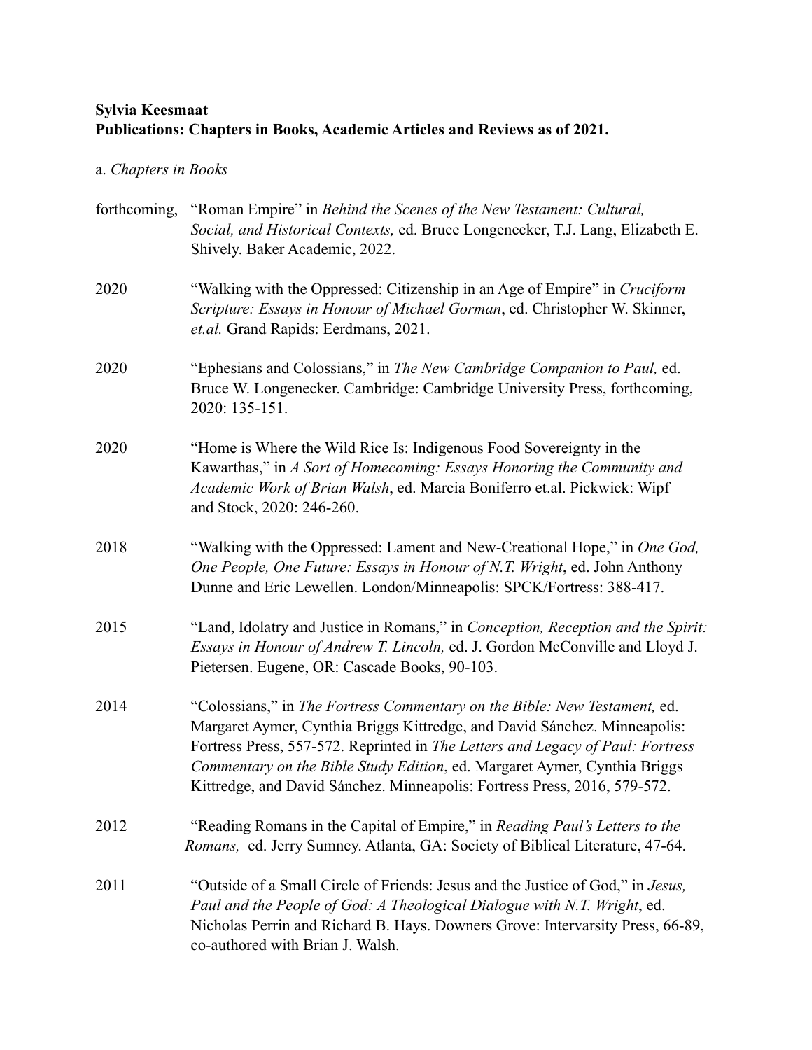**Sylvia Keesmaat**
**Publications: Chapters in Books, Academic Articles and Reviews as of 2021.**

a. *Chapters in Books*

forthcoming, "Roman Empire" in *Behind the Scenes of the New Testament: Cultural, Social, and Historical Contexts,* ed. Bruce Longenecker, T.J. Lang, Elizabeth E. Shively. Baker Academic, 2022.

2020 "Walking with the Oppressed: Citizenship in an Age of Empire" in *Cruciform Scripture: Essays in Honour of Michael Gorman*, ed. Christopher W. Skinner, *et.al.* Grand Rapids: Eerdmans, 2021.

2020 "Ephesians and Colossians," in *The New Cambridge Companion to Paul,* ed. Bruce W. Longenecker. Cambridge: Cambridge University Press, forthcoming, 2020: 135-151.

2020 "Home is Where the Wild Rice Is: Indigenous Food Sovereignty in the Kawarthas," in *A Sort of Homecoming: Essays Honoring the Community and Academic Work of Brian Walsh*, ed. Marcia Boniferro et.al. Pickwick: Wipf and Stock, 2020: 246-260.

2018 "Walking with the Oppressed: Lament and New-Creational Hope," in *One God, One People, One Future: Essays in Honour of N.T. Wright*, ed. John Anthony Dunne and Eric Lewellen. London/Minneapolis: SPCK/Fortress: 388-417.

2015 "Land, Idolatry and Justice in Romans," in *Conception, Reception and the Spirit: Essays in Honour of Andrew T. Lincoln,* ed. J. Gordon McConville and Lloyd J. Pietersen. Eugene, OR: Cascade Books, 90-103.

2014 "Colossians," in *The Fortress Commentary on the Bible: New Testament,* ed. Margaret Aymer, Cynthia Briggs Kittredge, and David Sánchez. Minneapolis: Fortress Press, 557-572. Reprinted in *The Letters and Legacy of Paul: Fortress Commentary on the Bible Study Edition*, ed. Margaret Aymer, Cynthia Briggs Kittredge, and David Sánchez. Minneapolis: Fortress Press, 2016, 579-572.

2012 "Reading Romans in the Capital of Empire," in *Reading Paul's Letters to the Romans,* ed. Jerry Sumney. Atlanta, GA: Society of Biblical Literature, 47-64.

2011 "Outside of a Small Circle of Friends: Jesus and the Justice of God," in *Jesus, Paul and the People of God: A Theological Dialogue with N.T. Wright*, ed. Nicholas Perrin and Richard B. Hays. Downers Grove: Intervarsity Press, 66-89, co-authored with Brian J. Walsh.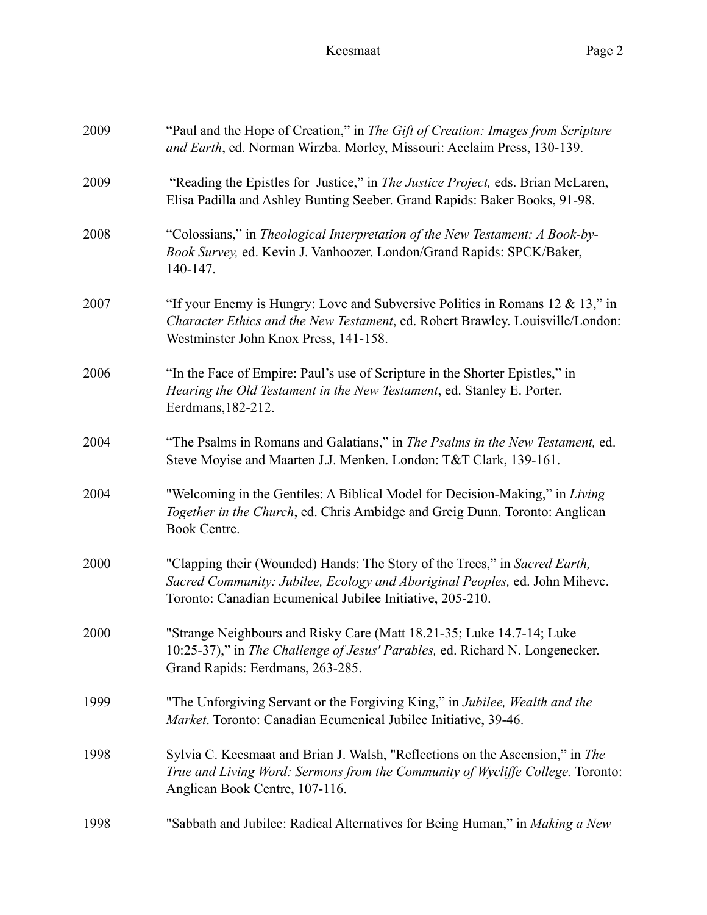2009 "Paul and the Hope of Creation," in *The Gift of Creation: Images from Scripture and Earth*, ed. Norman Wirzba. Morley, Missouri: Acclaim Press, 130-139.

2009 "Reading the Epistles for Justice," in *The Justice Project,* eds. Brian McLaren, Elisa Padilla and Ashley Bunting Seeber. Grand Rapids: Baker Books, 91-98.

2008 "Colossians," in *Theological Interpretation of the New Testament: A Book-by-Book Survey,* ed. Kevin J. Vanhoozer. London/Grand Rapids: SPCK/Baker, 140-147.

2007 "If your Enemy is Hungry: Love and Subversive Politics in Romans 12 & 13," in *Character Ethics and the New Testament*, ed. Robert Brawley. Louisville/London: Westminster John Knox Press, 141-158.

2006 "In the Face of Empire: Paul's use of Scripture in the Shorter Epistles," in *Hearing the Old Testament in the New Testament*, ed. Stanley E. Porter. Eerdmans,182-212.

2004 "The Psalms in Romans and Galatians," in *The Psalms in the New Testament,* ed. Steve Moyise and Maarten J.J. Menken. London: T&T Clark, 139-161.

2004 "Welcoming in the Gentiles: A Biblical Model for Decision-Making," in *Living Together in the Church*, ed. Chris Ambidge and Greig Dunn. Toronto: Anglican Book Centre.

2000 "Clapping their (Wounded) Hands: The Story of the Trees," in *Sacred Earth, Sacred Community: Jubilee, Ecology and Aboriginal Peoples,* ed. John Mihevc. Toronto: Canadian Ecumenical Jubilee Initiative, 205-210.

2000 "Strange Neighbours and Risky Care (Matt 18.21-35; Luke 14.7-14; Luke 10:25-37)," in *The Challenge of Jesus' Parables,* ed. Richard N. Longenecker. Grand Rapids: Eerdmans, 263-285.

1999 "The Unforgiving Servant or the Forgiving King," in *Jubilee, Wealth and the Market*. Toronto: Canadian Ecumenical Jubilee Initiative, 39-46.

1998 Sylvia C. Keesmaat and Brian J. Walsh, "Reflections on the Ascension," in *The True and Living Word: Sermons from the Community of Wycliffe College.* Toronto: Anglican Book Centre, 107-116.

1998 "Sabbath and Jubilee: Radical Alternatives for Being Human," in *Making a New*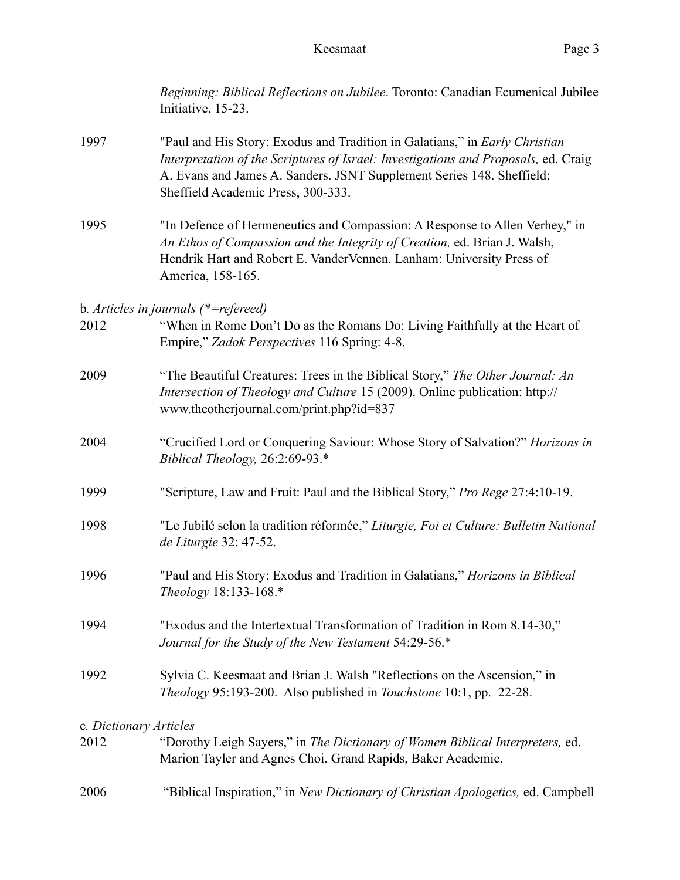*Beginning: Biblical Reflections on Jubilee*. Toronto: Canadian Ecumenical Jubilee Initiative, 15-23.

1997 "Paul and His Story: Exodus and Tradition in Galatians," in *Early Christian Interpretation of the Scriptures of Israel: Investigations and Proposals,* ed. Craig A. Evans and James A. Sanders. JSNT Supplement Series 148. Sheffield: Sheffield Academic Press, 300-333.

1995 "In Defence of Hermeneutics and Compassion: A Response to Allen Verhey," in *An Ethos of Compassion and the Integrity of Creation,* ed. Brian J. Walsh, Hendrik Hart and Robert E. VanderVennen. Lanham: University Press of America, 158-165.

b. *Articles in journals (*=refereed)*

2012 "When in Rome Don't Do as the Romans Do: Living Faithfully at the Heart of Empire," *Zadok Perspectives* 116 Spring: 4-8.

2009 "The Beautiful Creatures: Trees in the Biblical Story," *The Other Journal: An Intersection of Theology and Culture* 15 (2009). Online publication: http://www.theotherjournal.com/print.php?id=837

2004 "Crucified Lord or Conquering Saviour: Whose Story of Salvation?" *Horizons in Biblical Theology,* 26:2:69-93.*

1999 "Scripture, Law and Fruit: Paul and the Biblical Story," *Pro Rege* 27:4:10-19.

1998 "Le Jubilé selon la tradition réformée," *Liturgie, Foi et Culture: Bulletin National de Liturgie* 32: 47-52.

1996 "Paul and His Story: Exodus and Tradition in Galatians," *Horizons in Biblical Theology* 18:133-168.*

1994 "Exodus and the Intertextual Transformation of Tradition in Rom 8.14-30," *Journal for the Study of the New Testament* 54:29-56.*

1992 Sylvia C. Keesmaat and Brian J. Walsh "Reflections on the Ascension," in *Theology* 95:193-200. Also published in *Touchstone* 10:1, pp. 22-28.

c. *Dictionary Articles*

2012 "Dorothy Leigh Sayers," in *The Dictionary of Women Biblical Interpreters,* ed. Marion Tayler and Agnes Choi. Grand Rapids, Baker Academic.

2006 "Biblical Inspiration," in *New Dictionary of Christian Apologetics,* ed. Campbell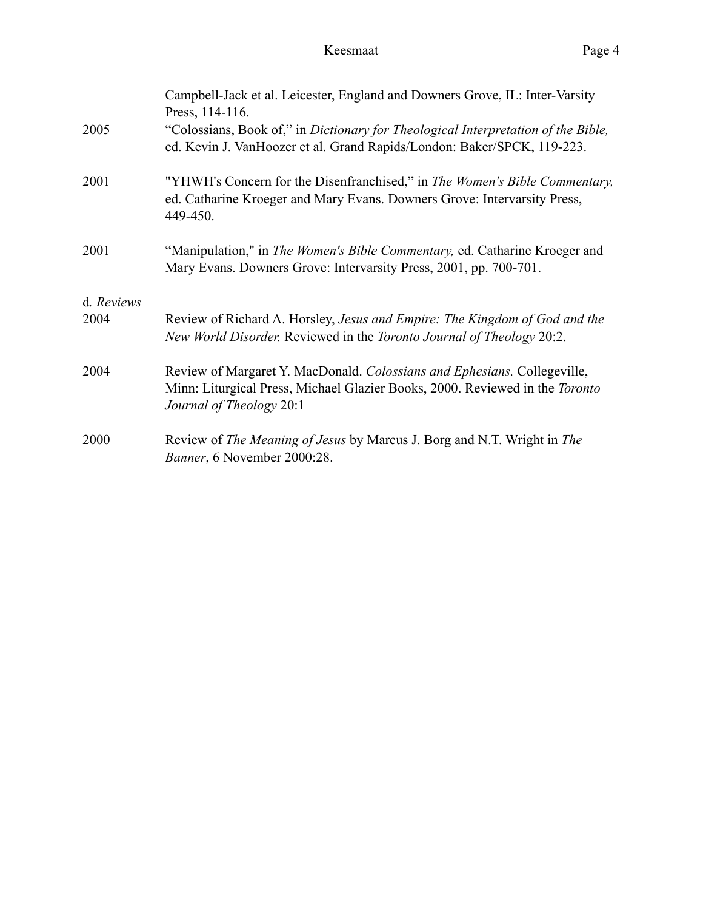Campbell-Jack et al. Leicester, England and Downers Grove, IL: Inter-Varsity Press, 114-116.

2005 "Colossians, Book of," in *Dictionary for Theological Interpretation of the Bible,* ed. Kevin J. VanHoozer et al. Grand Rapids/London: Baker/SPCK, 119-223.

2001 "YHWH's Concern for the Disenfranchised," in *The Women's Bible Commentary,* ed. Catharine Kroeger and Mary Evans. Downers Grove: Intervarsity Press, 449-450.

2001 "Manipulation," in *The Women's Bible Commentary,* ed. Catharine Kroeger and Mary Evans. Downers Grove: Intervarsity Press, 2001, pp. 700-701.

d. *Reviews*

2004 Review of Richard A. Horsley, *Jesus and Empire: The Kingdom of God and the New World Disorder.* Reviewed in the *Toronto Journal of Theology* 20:2.

2004 Review of Margaret Y. MacDonald. *Colossians and Ephesians.* Collegeville, Minn: Liturgical Press, Michael Glazier Books, 2000. Reviewed in the *Toronto Journal of Theology* 20:1

2000 Review of *The Meaning of Jesus* by Marcus J. Borg and N.T. Wright in *The Banner*, 6 November 2000:28.